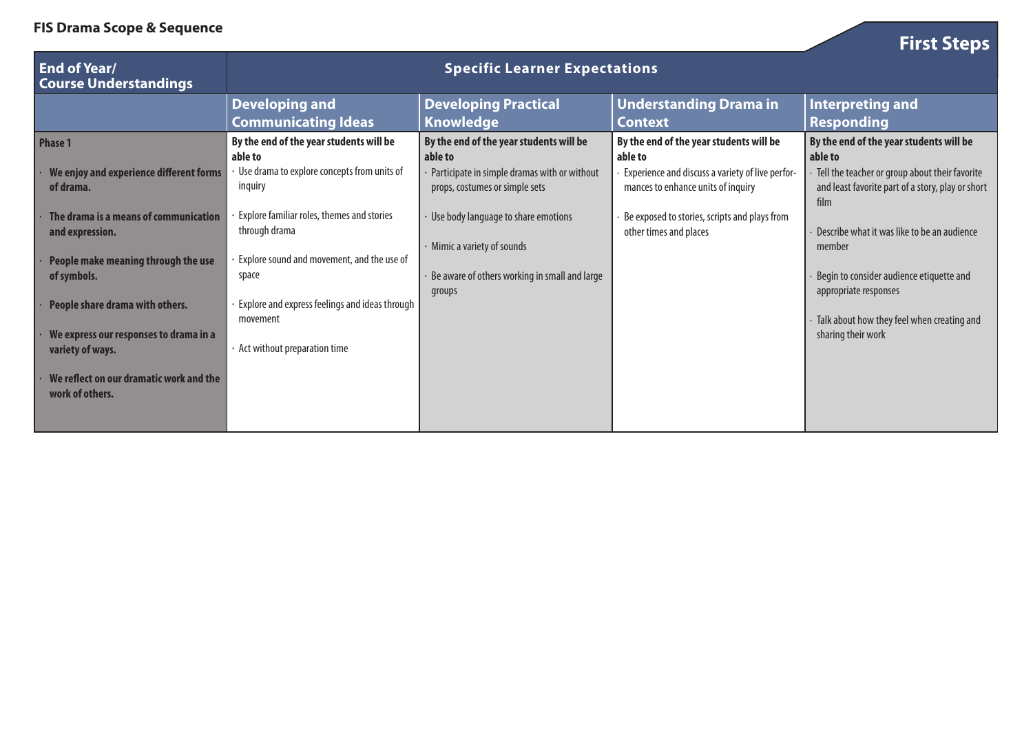# FIS Drama Scope & Sequence

## First Steps

| End of Year/ Course Understandings | Specific Learner Expectations | | | |
|---|---|---|---|---|
| | **Developing and Communicating Ideas** | **Developing Practical Knowledge** | **Understanding Drama in Context** | **Interpreting and Responding** |
| **Phase 1**<br><br>· **We enjoy and experience different forms of drama.**<br><br>· **The drama is a means of communication and expression.**<br><br>· **People make meaning through the use of symbols.**<br><br>· **People share drama with others.**<br><br>· **We express our responses to drama in a variety of ways.**<br><br>· **We reflect on our dramatic work and the work of others.** | **By the end of the year students will be able to**<br>· Use drama to explore concepts from units of inquiry<br><br>· Explore familiar roles, themes and stories through drama<br><br>· Explore sound and movement, and the use of space<br><br>· Explore and express feelings and ideas through movement<br><br>· Act without preparation time | **By the end of the year students will be able to**<br>· Participate in simple dramas with or without props, costumes or simple sets<br><br>· Use body language to share emotions<br><br>· Mimic a variety of sounds<br><br>· Be aware of others working in small and large groups | **By the end of the year students will be able to**<br>· Experience and discuss a variety of live performances to enhance units of inquiry<br><br>· Be exposed to stories, scripts and plays from other times and places | **By the end of the year students will be able to**<br>· Tell the teacher or group about their favorite and least favorite part of a story, play or short film<br><br>· Describe what it was like to be an audience member<br><br>· Begin to consider audience etiquette and appropriate responses<br><br>· Talk about how they feel when creating and sharing their work |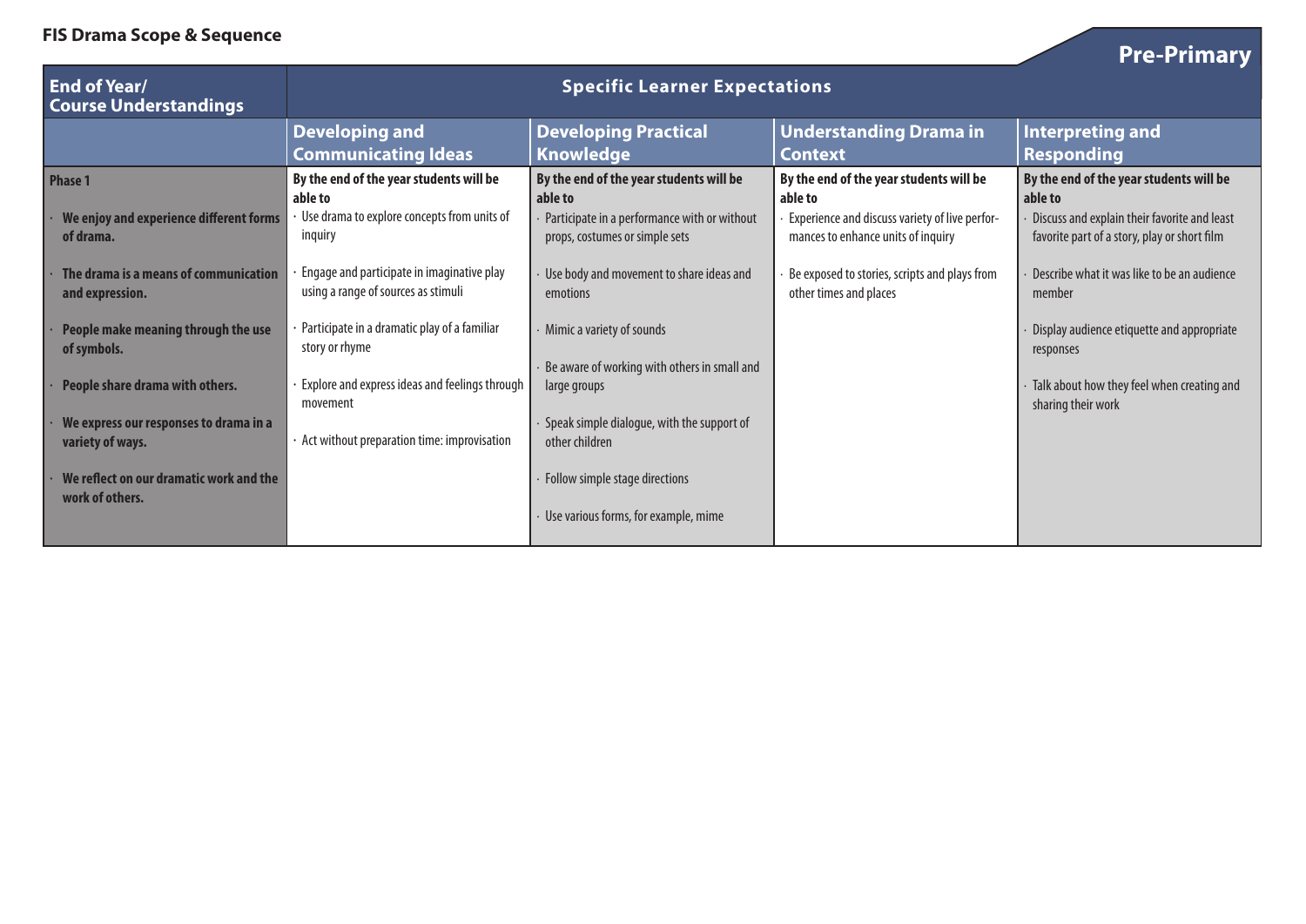**FIS Drama Scope & Sequence**

## Pre-Primary

| End of Year/ Course Understandings | Specific Learner Expectations | | | |
|---|---|---|---|---|
| | **Developing and Communicating Ideas** | **Developing Practical Knowledge** | **Understanding Drama in Context** | **Interpreting and Responding** |
| **Phase 1**<br><br>· **We enjoy and experience different forms of drama.**<br><br>· **The drama is a means of communication and expression.**<br><br>· **People make meaning through the use of symbols.**<br><br>· **People share drama with others.**<br><br>· **We express our responses to drama in a variety of ways.**<br><br>· **We reflect on our dramatic work and the work of others.** | **By the end of the year students will be able to**<br>· Use drama to explore concepts from units of inquiry<br><br>· Engage and participate in imaginative play using a range of sources as stimuli<br><br>· Participate in a dramatic play of a familiar story or rhyme<br><br>· Explore and express ideas and feelings through movement<br><br>· Act without preparation time: improvisation | **By the end of the year students will be able to**<br>· Participate in a performance with or without props, costumes or simple sets<br><br>· Use body and movement to share ideas and emotions<br><br>· Mimic a variety of sounds<br><br>· Be aware of working with others in small and large groups<br><br>· Speak simple dialogue, with the support of other children<br><br>· Follow simple stage directions<br><br>· Use various forms, for example, mime | **By the end of the year students will be able to**<br>· Experience and discuss variety of live performances to enhance units of inquiry<br><br>· Be exposed to stories, scripts and plays from other times and places | **By the end of the year students will be able to**<br>· Discuss and explain their favorite and least favorite part of a story, play or short film<br><br>· Describe what it was like to be an audience member<br><br>· Display audience etiquette and appropriate responses<br><br>· Talk about how they feel when creating and sharing their work |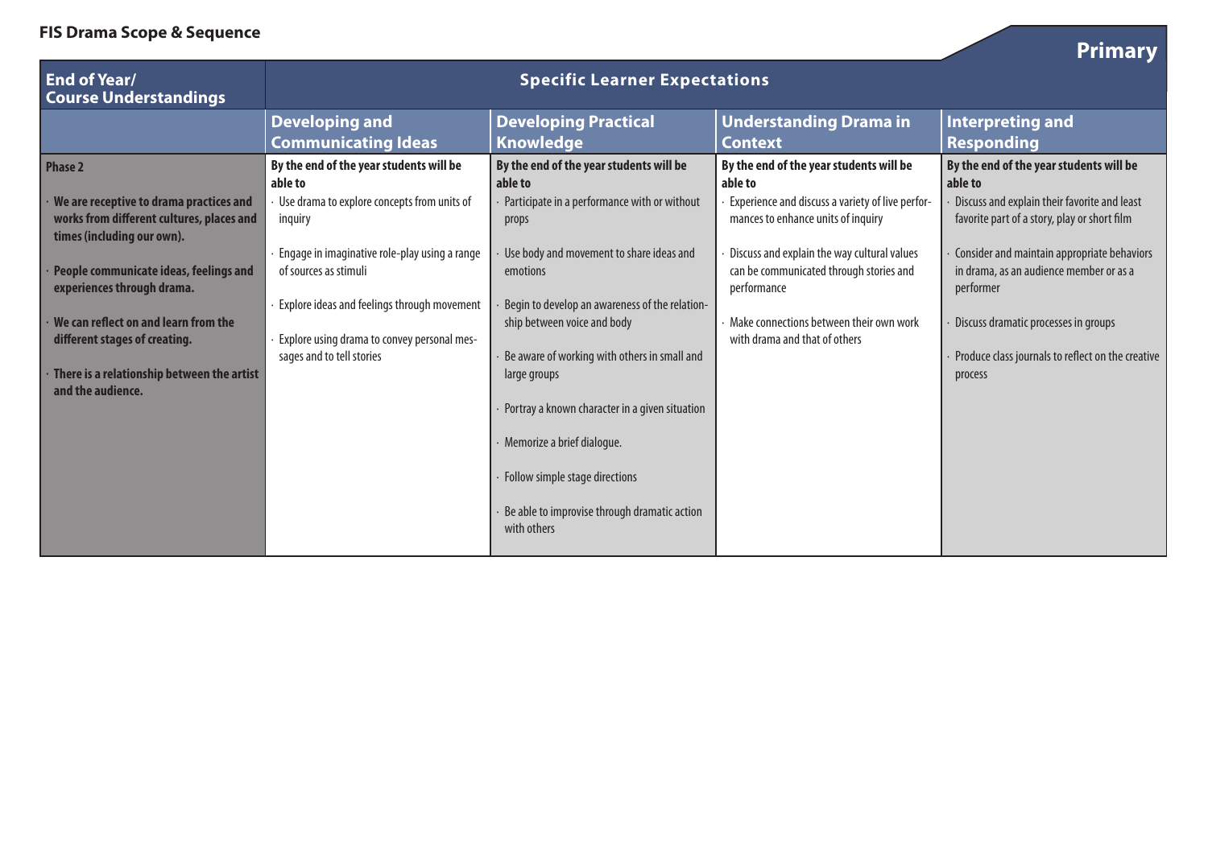**FIS Drama Scope & Sequence**

## Primary

| End of Year/ Course Understandings | Specific Learner Expectations | | | |
|---|---|---|---|---|
| | **Developing and Communicating Ideas** | **Developing Practical Knowledge** | **Understanding Drama in Context** | **Interpreting and Responding** |
| **Phase 2**<br><br>· **We are receptive to drama practices and works from different cultures, places and times (including our own).**<br><br>· **People communicate ideas, feelings and experiences through drama.**<br><br>· **We can reflect on and learn from the different stages of creating.**<br><br>· **There is a relationship between the artist and the audience.** | **By the end of the year students will be able to**<br>· Use drama to explore concepts from units of inquiry<br><br>· Engage in imaginative role-play using a range of sources as stimuli<br><br>· Explore ideas and feelings through movement<br><br>· Explore using drama to convey personal messages and to tell stories | **By the end of the year students will be able to**<br>· Participate in a performance with or without props<br><br>· Use body and movement to share ideas and emotions<br><br>· Begin to develop an awareness of the relationship between voice and body<br><br>· Be aware of working with others in small and large groups<br><br>· Portray a known character in a given situation<br><br>· Memorize a brief dialogue.<br><br>· Follow simple stage directions<br><br>· Be able to improvise through dramatic action with others | **By the end of the year students will be able to**<br>· Experience and discuss a variety of live performances to enhance units of inquiry<br><br>· Discuss and explain the way cultural values can be communicated through stories and performance<br><br>· Make connections between their own work with drama and that of others | **By the end of the year students will be able to**<br>· Discuss and explain their favorite and least favorite part of a story, play or short film<br><br>· Consider and maintain appropriate behaviors in drama, as an audience member or as a performer<br><br>· Discuss dramatic processes in groups<br><br>· Produce class journals to reflect on the creative process |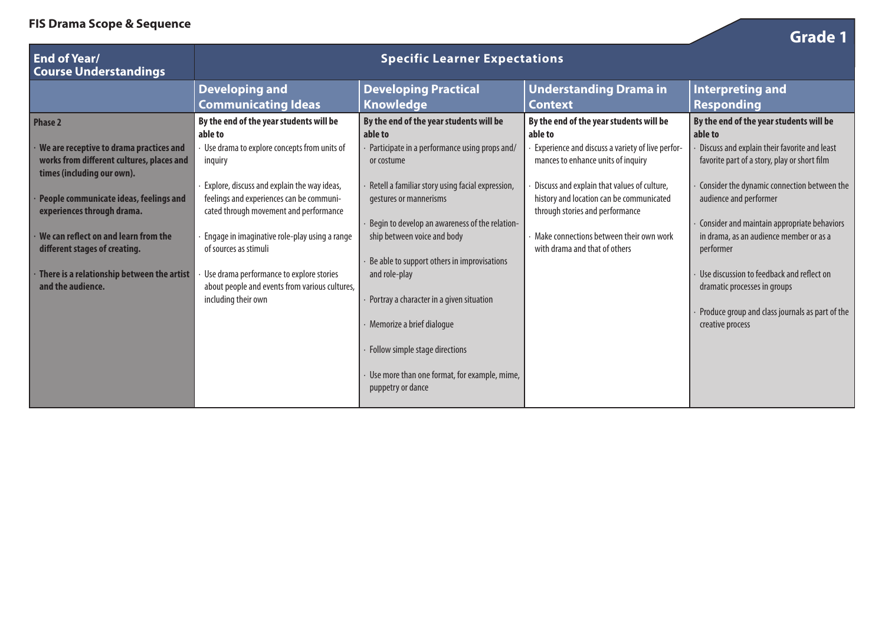**FIS Drama Scope & Sequence**

## Grade 1

| End of Year/ Course Understandings | Specific Learner Expectations | | | |
|---|---|---|---|---|
| | **Developing and Communicating Ideas** | **Developing Practical Knowledge** | **Understanding Drama in Context** | **Interpreting and Responding** |
| **Phase 2**<br><br>· **We are receptive to drama practices and works from different cultures, places and times (including our own).**<br><br>· **People communicate ideas, feelings and experiences through drama.**<br><br>· **We can reflect on and learn from the different stages of creating.**<br><br>· **There is a relationship between the artist and the audience.** | **By the end of the year students will be able to**<br>· Use drama to explore concepts from units of inquiry<br><br>· Explore, discuss and explain the way ideas, feelings and experiences can be communicated through movement and performance<br><br>· Engage in imaginative role-play using a range of sources as stimuli<br><br>· Use drama performance to explore stories about people and events from various cultures, including their own | **By the end of the year students will be able to**<br>· Participate in a performance using props and/ or costume<br><br>· Retell a familiar story using facial expression, gestures or mannerisms<br><br>· Begin to develop an awareness of the relationship between voice and body<br><br>· Be able to support others in improvisations and role-play<br><br>· Portray a character in a given situation<br><br>· Memorize a brief dialogue<br><br>· Follow simple stage directions<br><br>· Use more than one format, for example, mime, puppetry or dance | **By the end of the year students will be able to**<br>· Experience and discuss a variety of live performances to enhance units of inquiry<br><br>· Discuss and explain that values of culture, history and location can be communicated through stories and performance<br><br>· Make connections between their own work with drama and that of others | **By the end of the year students will be able to**<br>· Discuss and explain their favorite and least favorite part of a story, play or short film<br><br>· Consider the dynamic connection between the audience and performer<br><br>· Consider and maintain appropriate behaviors in drama, as an audience member or as a performer<br><br>· Use discussion to feedback and reflect on dramatic processes in groups<br><br>· Produce group and class journals as part of the creative process |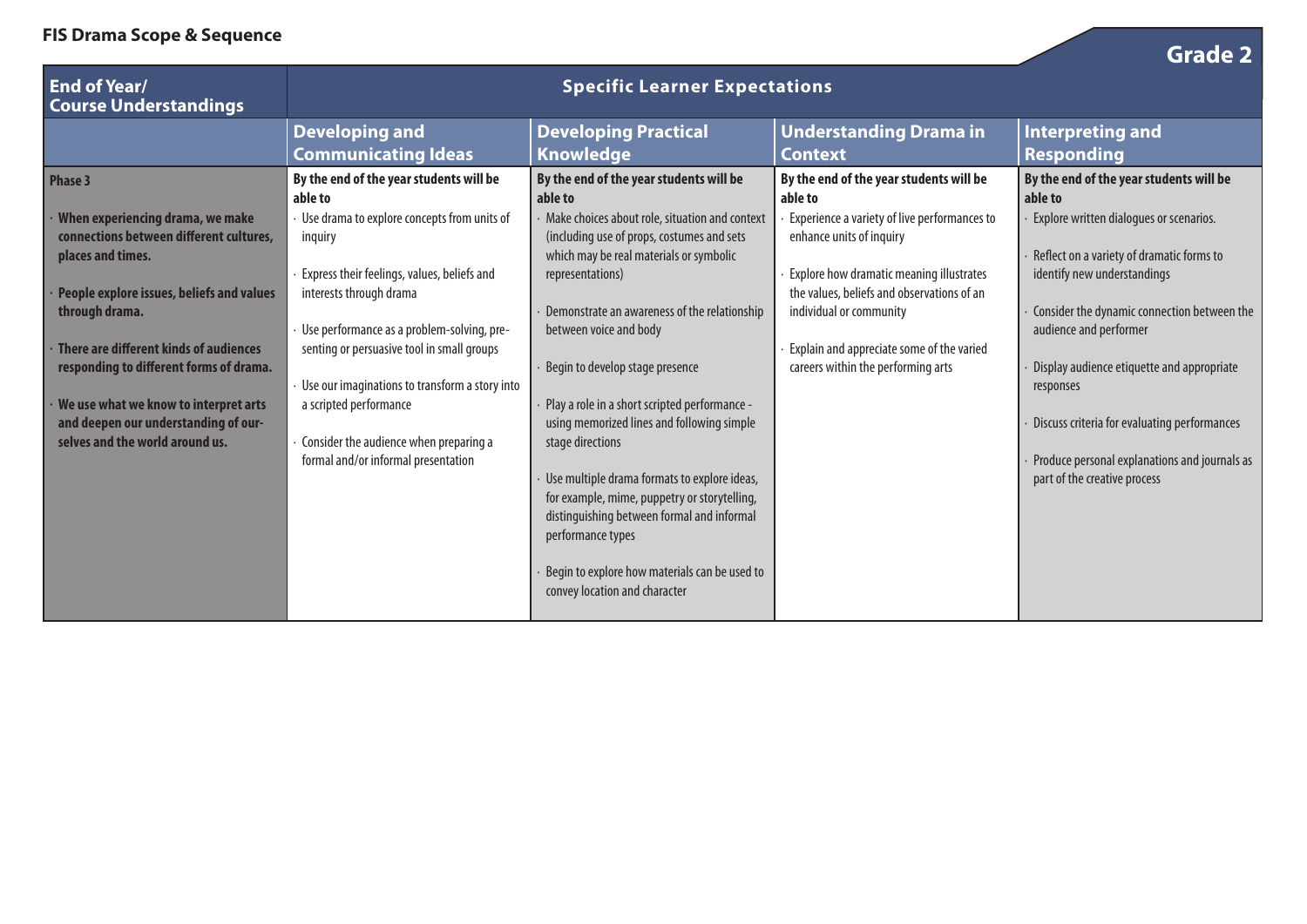**FIS Drama Scope & Sequence**

## Grade 2

| End of Year/ Course Understandings | Specific Learner Expectations | | | |
|---|---|---|---|---|
| | **Developing and Communicating Ideas** | **Developing Practical Knowledge** | **Understanding Drama in Context** | **Interpreting and Responding** |
| **Phase 3**<br><br>· **When experiencing drama, we make connections between different cultures, places and times.**<br><br>· **People explore issues, beliefs and values through drama.**<br><br>· **There are different kinds of audiences responding to different forms of drama.**<br><br>· **We use what we know to interpret arts and deepen our understanding of ourselves and the world around us.** | **By the end of the year students will be able to**<br>· Use drama to explore concepts from units of inquiry<br><br>· Express their feelings, values, beliefs and interests through drama<br><br>· Use performance as a problem-solving, presenting or persuasive tool in small groups<br><br>· Use our imaginations to transform a story into a scripted performance<br><br>· Consider the audience when preparing a formal and/or informal presentation | **By the end of the year students will be able to**<br>· Make choices about role, situation and context (including use of props, costumes and sets which may be real materials or symbolic representations)<br><br>· Demonstrate an awareness of the relationship between voice and body<br><br>· Begin to develop stage presence<br><br>· Play a role in a short scripted performance - using memorized lines and following simple stage directions<br><br>· Use multiple drama formats to explore ideas, for example, mime, puppetry or storytelling, distinguishing between formal and informal performance types<br><br>· Begin to explore how materials can be used to convey location and character | **By the end of the year students will be able to**<br>· Experience a variety of live performances to enhance units of inquiry<br><br>· Explore how dramatic meaning illustrates the values, beliefs and observations of an individual or community<br><br>· Explain and appreciate some of the varied careers within the performing arts | **By the end of the year students will be able to**<br>· Explore written dialogues or scenarios.<br><br>· Reflect on a variety of dramatic forms to identify new understandings<br><br>· Consider the dynamic connection between the audience and performer<br><br>· Display audience etiquette and appropriate responses<br><br>· Discuss criteria for evaluating performances<br><br>· Produce personal explanations and journals as part of the creative process |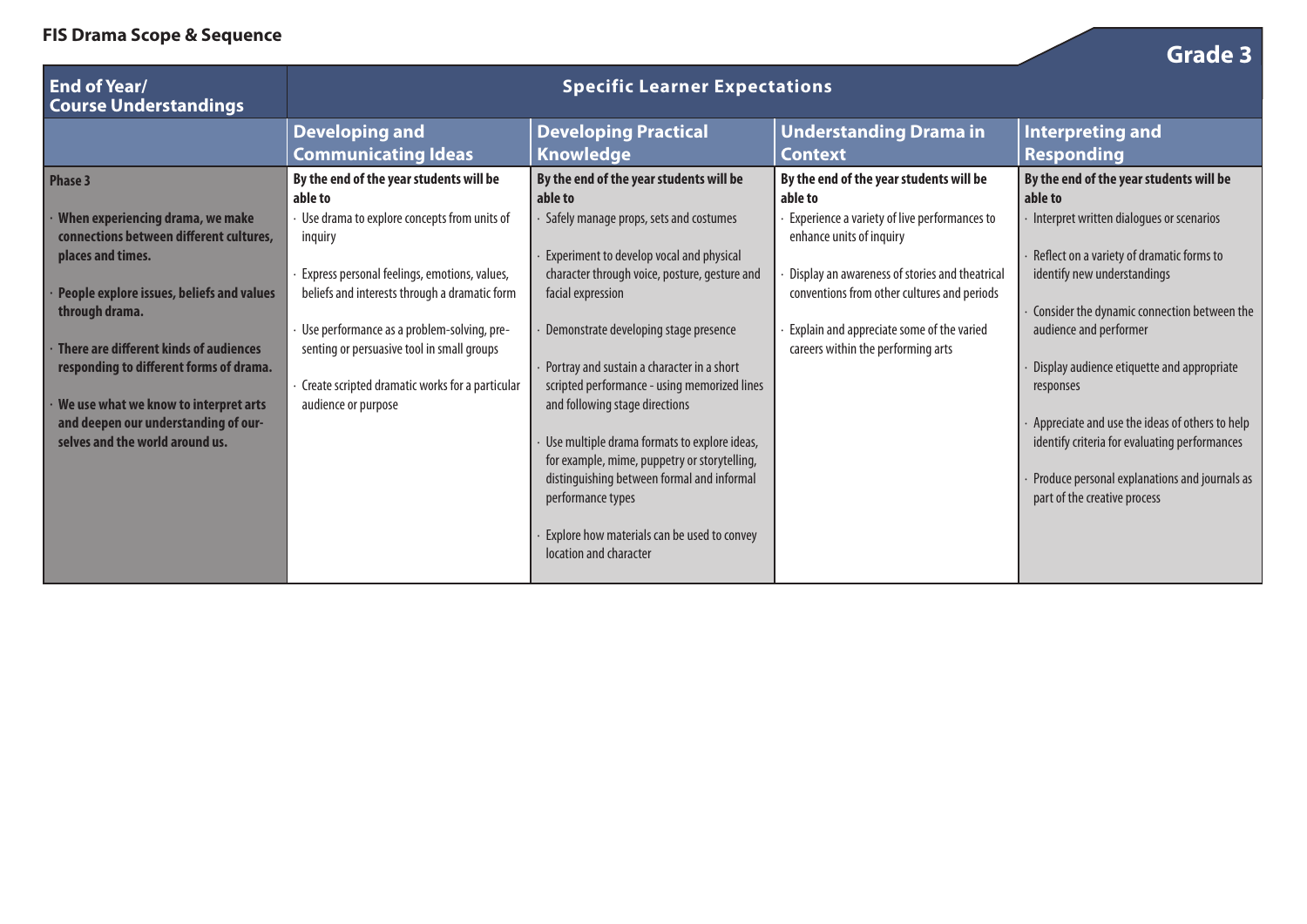**FIS Drama Scope & Sequence**

## Grade 3

| End of Year/ Course Understandings | Specific Learner Expectations | | | |
|---|---|---|---|---|
| | **Developing and Communicating Ideas** | **Developing Practical Knowledge** | **Understanding Drama in Context** | **Interpreting and Responding** |
| **Phase 3**<br><br>· **When experiencing drama, we make connections between different cultures, places and times.**<br><br>· **People explore issues, beliefs and values through drama.**<br><br>· **There are different kinds of audiences responding to different forms of drama.**<br><br>· **We use what we know to interpret arts and deepen our understanding of ourselves and the world around us.** | **By the end of the year students will be able to**<br>· Use drama to explore concepts from units of inquiry<br><br>· Express personal feelings, emotions, values, beliefs and interests through a dramatic form<br><br>· Use performance as a problem-solving, presenting or persuasive tool in small groups<br><br>· Create scripted dramatic works for a particular audience or purpose | **By the end of the year students will be able to**<br>· Safely manage props, sets and costumes<br><br>· Experiment to develop vocal and physical character through voice, posture, gesture and facial expression<br><br>· Demonstrate developing stage presence<br><br>· Portray and sustain a character in a short scripted performance - using memorized lines and following stage directions<br><br>· Use multiple drama formats to explore ideas, for example, mime, puppetry or storytelling, distinguishing between formal and informal performance types<br><br>· Explore how materials can be used to convey location and character | **By the end of the year students will be able to**<br>· Experience a variety of live performances to enhance units of inquiry<br><br>· Display an awareness of stories and theatrical conventions from other cultures and periods<br><br>· Explain and appreciate some of the varied careers within the performing arts | **By the end of the year students will be able to**<br>· Interpret written dialogues or scenarios<br><br>· Reflect on a variety of dramatic forms to identify new understandings<br><br>· Consider the dynamic connection between the audience and performer<br><br>· Display audience etiquette and appropriate responses<br><br>· Appreciate and use the ideas of others to help identify criteria for evaluating performances<br><br>· Produce personal explanations and journals as part of the creative process |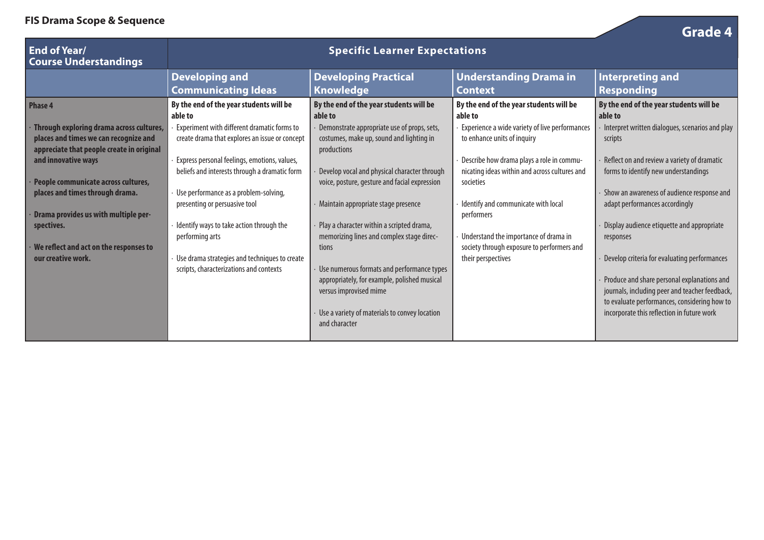**FIS Drama Scope & Sequence**

## Grade 4

| End of Year/ Course Understandings | Specific Learner Expectations | | | |
|---|---|---|---|---|
| | **Developing and Communicating Ideas** | **Developing Practical Knowledge** | **Understanding Drama in Context** | **Interpreting and Responding** |
| **Phase 4**<br><br>· **Through exploring drama across cultures, places and times we can recognize and appreciate that people create in original and innovative ways**<br><br>· **People communicate across cultures, places and times through drama.**<br><br>· **Drama provides us with multiple perspectives.**<br><br>· **We reflect and act on the responses to our creative work.** | **By the end of the year students will be able to**<br>· Experiment with different dramatic forms to create drama that explores an issue or concept<br><br>· Express personal feelings, emotions, values, beliefs and interests through a dramatic form<br><br>· Use performance as a problem-solving, presenting or persuasive tool<br><br>· Identify ways to take action through the performing arts<br><br>· Use drama strategies and techniques to create scripts, characterizations and contexts | **By the end of the year students will be able to**<br>· Demonstrate appropriate use of props, sets, costumes, make up, sound and lighting in productions<br><br>· Develop vocal and physical character through voice, posture, gesture and facial expression<br><br>· Maintain appropriate stage presence<br><br>· Play a character within a scripted drama, memorizing lines and complex stage directions<br><br>· Use numerous formats and performance types appropriately, for example, polished musical versus improvised mime<br><br>· Use a variety of materials to convey location and character | **By the end of the year students will be able to**<br>· Experience a wide variety of live performances to enhance units of inquiry<br><br>· Describe how drama plays a role in communicating ideas within and across cultures and societies<br><br>· Identify and communicate with local performers<br><br>· Understand the importance of drama in society through exposure to performers and their perspectives | **By the end of the year students will be able to**<br>· Interpret written dialogues, scenarios and play scripts<br><br>· Reflect on and review a variety of dramatic forms to identify new understandings<br><br>· Show an awareness of audience response and adapt performances accordingly<br><br>· Display audience etiquette and appropriate responses<br><br>· Develop criteria for evaluating performances<br><br>· Produce and share personal explanations and journals, including peer and teacher feedback, to evaluate performances, considering how to incorporate this reflection in future work |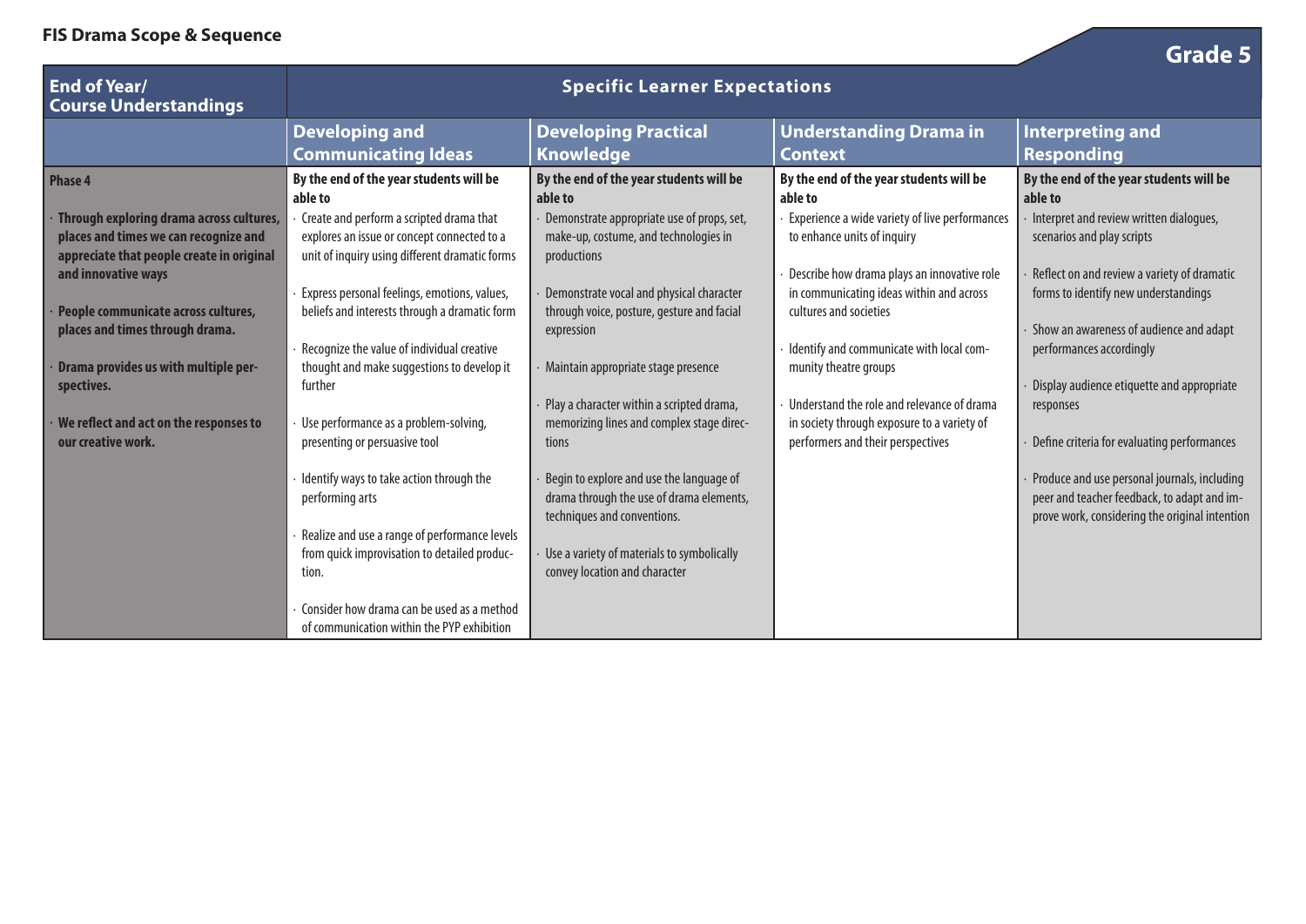**FIS Drama Scope & Sequence**

## Grade 5

| End of Year/ Course Understandings | Specific Learner Expectations | | | |
|---|---|---|---|---|
| | **Developing and Communicating Ideas** | **Developing Practical Knowledge** | **Understanding Drama in Context** | **Interpreting and Responding** |
| **Phase 4**<br><br>· **Through exploring drama across cultures, places and times we can recognize and appreciate that people create in original and innovative ways**<br><br>· **People communicate across cultures, places and times through drama.**<br><br>· **Drama provides us with multiple perspectives.**<br><br>· **We reflect and act on the responses to our creative work.** | **By the end of the year students will be able to**<br>· Create and perform a scripted drama that explores an issue or concept connected to a unit of inquiry using different dramatic forms<br><br>· Express personal feelings, emotions, values, beliefs and interests through a dramatic form<br><br>· Recognize the value of individual creative thought and make suggestions to develop it further<br><br>· Use performance as a problem-solving, presenting or persuasive tool<br><br>· Identify ways to take action through the performing arts<br><br>· Realize and use a range of performance levels from quick improvisation to detailed production.<br><br>· Consider how drama can be used as a method of communication within the PYP exhibition | **By the end of the year students will be able to**<br>· Demonstrate appropriate use of props, set, make-up, costume, and technologies in productions<br><br>· Demonstrate vocal and physical character through voice, posture, gesture and facial expression<br><br>· Maintain appropriate stage presence<br><br>· Play a character within a scripted drama, memorizing lines and complex stage directions<br><br>· Begin to explore and use the language of drama through the use of drama elements, techniques and conventions.<br><br>· Use a variety of materials to symbolically convey location and character | **By the end of the year students will be able to**<br>· Experience a wide variety of live performances to enhance units of inquiry<br><br>· Describe how drama plays an innovative role in communicating ideas within and across cultures and societies<br><br>· Identify and communicate with local community theatre groups<br><br>· Understand the role and relevance of drama in society through exposure to a variety of performers and their perspectives | **By the end of the year students will be able to**<br>· Interpret and review written dialogues, scenarios and play scripts<br><br>· Reflect on and review a variety of dramatic forms to identify new understandings<br><br>· Show an awareness of audience and adapt performances accordingly<br><br>· Display audience etiquette and appropriate responses<br><br>· Define criteria for evaluating performances<br><br>· Produce and use personal journals, including peer and teacher feedback, to adapt and improve work, considering the original intention |